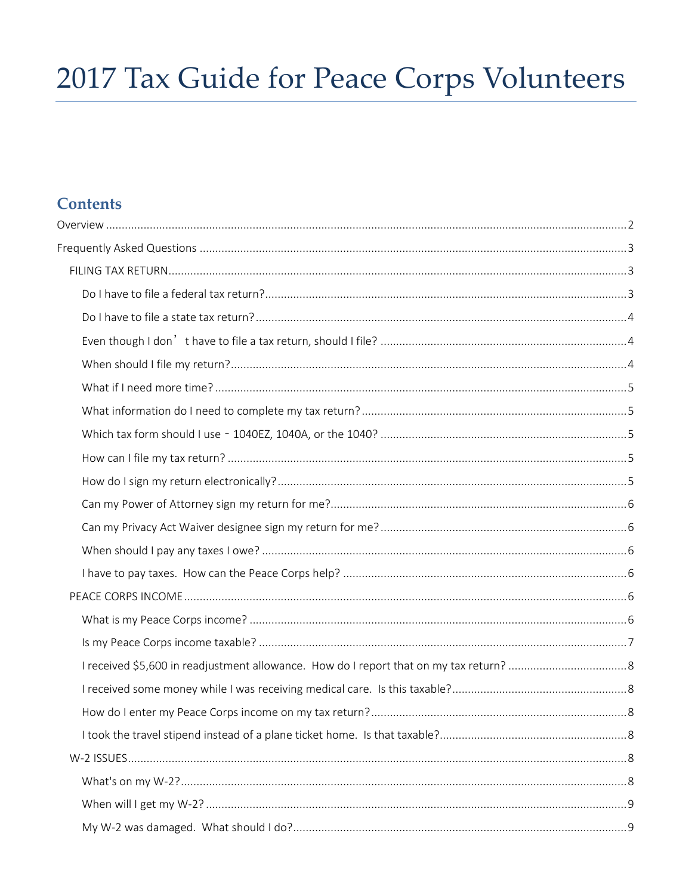# 2017 Tax Guide for Peace Corps Volunteers

## Contents

- Overview ..... 2
- Frequently Asked Questions ..... 3
  - FILING TAX RETURN ..... 3
    - Do I have to file a federal tax return? ..... 3
    - Do I have to file a state tax return? ..... 4
    - Even though I don't have to file a tax return, should I file? ..... 4
    - When should I file my return? ..... 4
    - What if I need more time? ..... 5
    - What information do I need to complete my tax return? ..... 5
    - Which tax form should I use – 1040EZ, 1040A, or the 1040? ..... 5
    - How can I file my tax return? ..... 5
    - How do I sign my return electronically? ..... 5
    - Can my Power of Attorney sign my return for me? ..... 6
    - Can my Privacy Act Waiver designee sign my return for me? ..... 6
    - When should I pay any taxes I owe? ..... 6
    - I have to pay taxes. How can the Peace Corps help? ..... 6
  - PEACE CORPS INCOME ..... 6
    - What is my Peace Corps income? ..... 6
    - Is my Peace Corps income taxable? ..... 7
    - I received $5,600 in readjustment allowance. How do I report that on my tax return? ..... 8
    - I received some money while I was receiving medical care. Is this taxable? ..... 8
    - How do I enter my Peace Corps income on my tax return? ..... 8
    - I took the travel stipend instead of a plane ticket home. Is that taxable? ..... 8
  - W-2 ISSUES ..... 8
    - What's on my W-2? ..... 8
    - When will I get my W-2? ..... 9
    - My W-2 was damaged. What should I do? ..... 9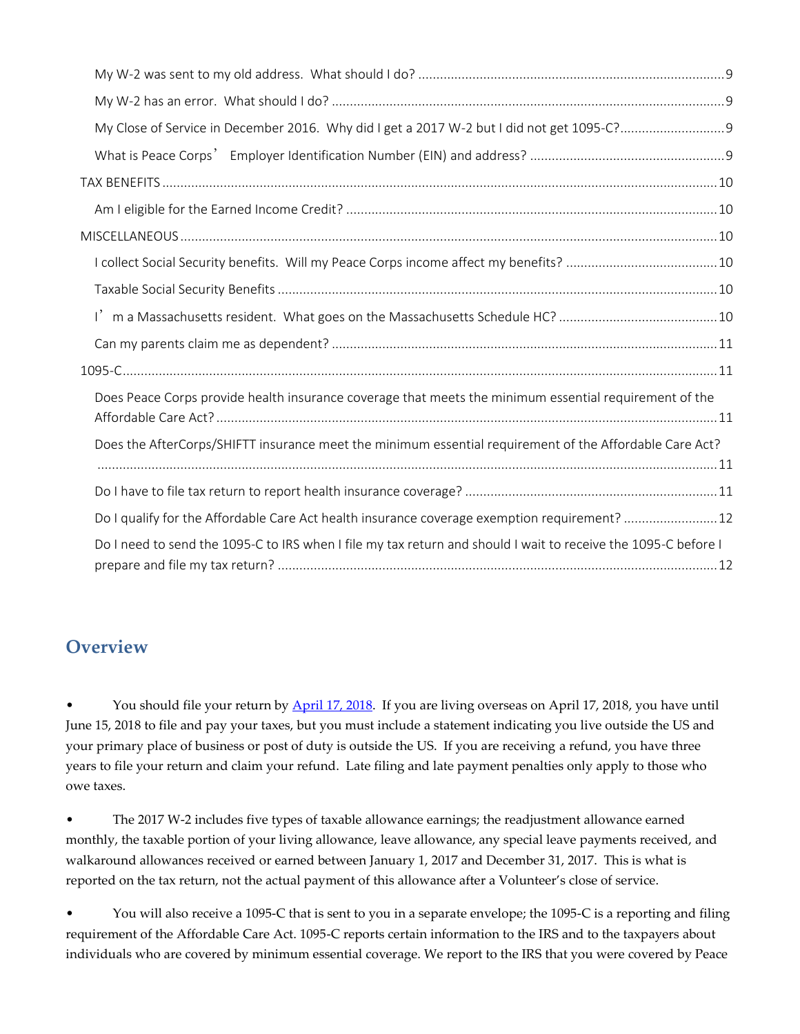My W-2 was sent to my old address. What should I do? ....... 9

My W-2 has an error. What should I do? ....... 9

My Close of Service in December 2016. Why did I get a 2017 W-2 but I did not get 1095-C? ....... 9

What is Peace Corps' Employer Identification Number (EIN) and address? ....... 9

TAX BENEFITS ....... 10

Am I eligible for the Earned Income Credit? ....... 10

MISCELLANEOUS ....... 10

I collect Social Security benefits. Will my Peace Corps income affect my benefits? ....... 10

Taxable Social Security Benefits ....... 10

I'm a Massachusetts resident. What goes on the Massachusetts Schedule HC? ....... 10

Can my parents claim me as dependent? ....... 11

1095-C ....... 11

Does Peace Corps provide health insurance coverage that meets the minimum essential requirement of the Affordable Care Act? ....... 11

Does the AfterCorps/SHIFTT insurance meet the minimum essential requirement of the Affordable Care Act? ....... 11

Do I have to file tax return to report health insurance coverage? ....... 11

Do I qualify for the Affordable Care Act health insurance coverage exemption requirement? ....... 12

Do I need to send the 1095-C to IRS when I file my tax return and should I wait to receive the 1095-C before I prepare and file my tax return? ....... 12

## Overview

- You should file your return by April 17, 2018. If you are living overseas on April 17, 2018, you have until June 15, 2018 to file and pay your taxes, but you must include a statement indicating you live outside the US and your primary place of business or post of duty is outside the US. If you are receiving a refund, you have three years to file your return and claim your refund. Late filing and late payment penalties only apply to those who owe taxes.

- The 2017 W-2 includes five types of taxable allowance earnings; the readjustment allowance earned monthly, the taxable portion of your living allowance, leave allowance, any special leave payments received, and walkaround allowances received or earned between January 1, 2017 and December 31, 2017. This is what is reported on the tax return, not the actual payment of this allowance after a Volunteer's close of service.

- You will also receive a 1095-C that is sent to you in a separate envelope; the 1095-C is a reporting and filing requirement of the Affordable Care Act. 1095-C reports certain information to the IRS and to the taxpayers about individuals who are covered by minimum essential coverage. We report to the IRS that you were covered by Peace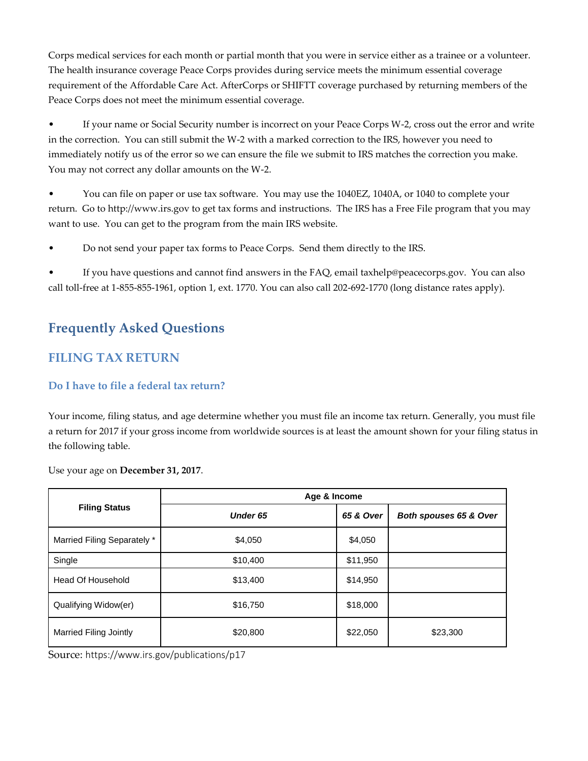Corps medical services for each month or partial month that you were in service either as a trainee or a volunteer. The health insurance coverage Peace Corps provides during service meets the minimum essential coverage requirement of the Affordable Care Act. AfterCorps or SHIFTT coverage purchased by returning members of the Peace Corps does not meet the minimum essential coverage.

- If your name or Social Security number is incorrect on your Peace Corps W-2, cross out the error and write in the correction. You can still submit the W-2 with a marked correction to the IRS, however you need to immediately notify us of the error so we can ensure the file we submit to IRS matches the correction you make. You may not correct any dollar amounts on the W-2.

- You can file on paper or use tax software. You may use the 1040EZ, 1040A, or 1040 to complete your return. Go to http://www.irs.gov to get tax forms and instructions. The IRS has a Free File program that you may want to use. You can get to the program from the main IRS website.

- Do not send your paper tax forms to Peace Corps. Send them directly to the IRS.

- If you have questions and cannot find answers in the FAQ, email taxhelp@peacecorps.gov. You can also call toll-free at 1-855-855-1961, option 1, ext. 1770. You can also call 202-692-1770 (long distance rates apply).

## Frequently Asked Questions

### FILING TAX RETURN

#### Do I have to file a federal tax return?

Your income, filing status, and age determine whether you must file an income tax return. Generally, you must file a return for 2017 if your gross income from worldwide sources is at least the amount shown for your filing status in the following table.

Use your age on **December 31, 2017**.

| Filing Status | Age & Income | | |
|---|---|---|---|
| | *Under 65* | *65 & Over* | *Both spouses 65 & Over* |
| Married Filing Separately * | $4,050 | $4,050 | |
| Single | $10,400 | $11,950 | |
| Head Of Household | $13,400 | $14,950 | |
| Qualifying Widow(er) | $16,750 | $18,000 | |
| Married Filing Jointly | $20,800 | $22,050 | $23,300 |

Source: https://www.irs.gov/publications/p17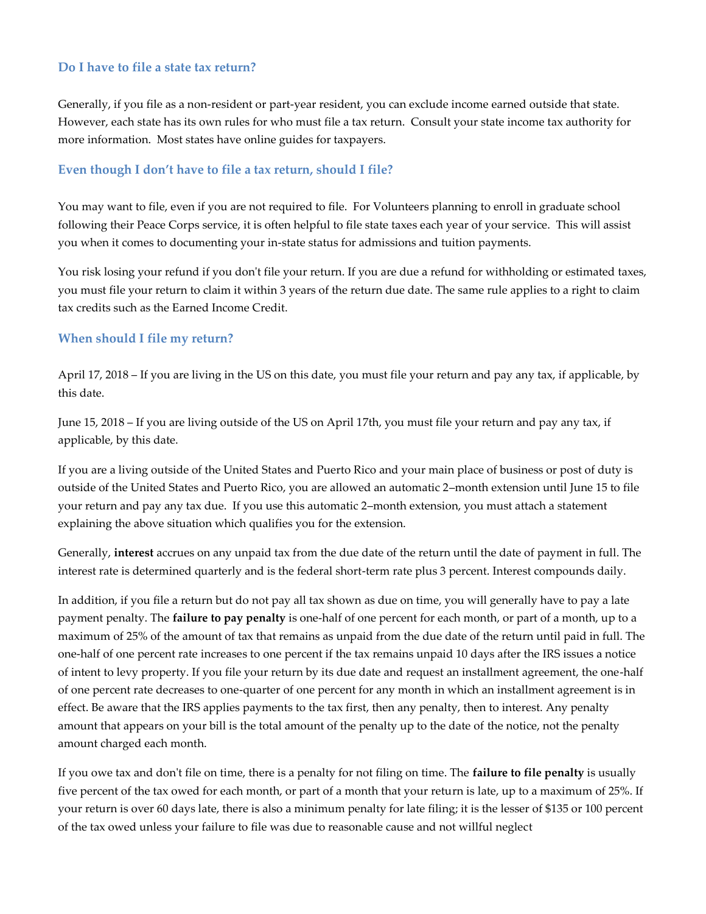### Do I have to file a state tax return?

Generally, if you file as a non-resident or part-year resident, you can exclude income earned outside that state. However, each state has its own rules for who must file a tax return. Consult your state income tax authority for more information. Most states have online guides for taxpayers.

### Even though I don't have to file a tax return, should I file?

You may want to file, even if you are not required to file. For Volunteers planning to enroll in graduate school following their Peace Corps service, it is often helpful to file state taxes each year of your service. This will assist you when it comes to documenting your in-state status for admissions and tuition payments.

You risk losing your refund if you don't file your return. If you are due a refund for withholding or estimated taxes, you must file your return to claim it within 3 years of the return due date. The same rule applies to a right to claim tax credits such as the Earned Income Credit.

### When should I file my return?

April 17, 2018 – If you are living in the US on this date, you must file your return and pay any tax, if applicable, by this date.

June 15, 2018 – If you are living outside of the US on April 17th, you must file your return and pay any tax, if applicable, by this date.

If you are a living outside of the United States and Puerto Rico and your main place of business or post of duty is outside of the United States and Puerto Rico, you are allowed an automatic 2–month extension until June 15 to file your return and pay any tax due. If you use this automatic 2–month extension, you must attach a statement explaining the above situation which qualifies you for the extension.

Generally, **interest** accrues on any unpaid tax from the due date of the return until the date of payment in full. The interest rate is determined quarterly and is the federal short-term rate plus 3 percent. Interest compounds daily.

In addition, if you file a return but do not pay all tax shown as due on time, you will generally have to pay a late payment penalty. The **failure to pay penalty** is one-half of one percent for each month, or part of a month, up to a maximum of 25% of the amount of tax that remains as unpaid from the due date of the return until paid in full. The one-half of one percent rate increases to one percent if the tax remains unpaid 10 days after the IRS issues a notice of intent to levy property. If you file your return by its due date and request an installment agreement, the one-half of one percent rate decreases to one-quarter of one percent for any month in which an installment agreement is in effect. Be aware that the IRS applies payments to the tax first, then any penalty, then to interest. Any penalty amount that appears on your bill is the total amount of the penalty up to the date of the notice, not the penalty amount charged each month.

If you owe tax and don't file on time, there is a penalty for not filing on time. The **failure to file penalty** is usually five percent of the tax owed for each month, or part of a month that your return is late, up to a maximum of 25%. If your return is over 60 days late, there is also a minimum penalty for late filing; it is the lesser of $135 or 100 percent of the tax owed unless your failure to file was due to reasonable cause and not willful neglect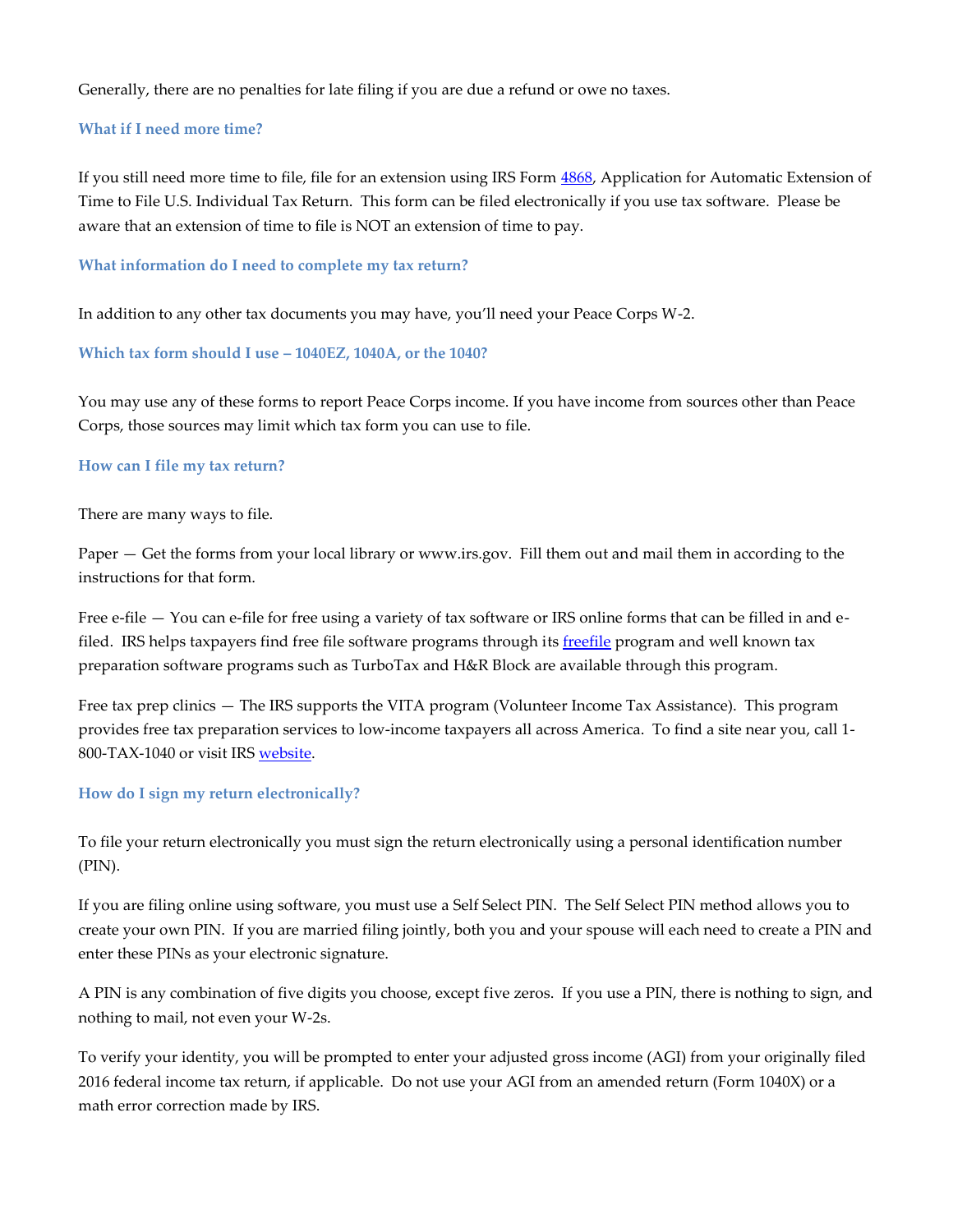Generally, there are no penalties for late filing if you are due a refund or owe no taxes.

### What if I need more time?

If you still need more time to file, file for an extension using IRS Form [4868](), Application for Automatic Extension of Time to File U.S. Individual Tax Return. This form can be filed electronically if you use tax software. Please be aware that an extension of time to file is NOT an extension of time to pay.

### What information do I need to complete my tax return?

In addition to any other tax documents you may have, you'll need your Peace Corps W-2.

### Which tax form should I use – 1040EZ, 1040A, or the 1040?

You may use any of these forms to report Peace Corps income. If you have income from sources other than Peace Corps, those sources may limit which tax form you can use to file.

### How can I file my tax return?

There are many ways to file.

Paper — Get the forms from your local library or www.irs.gov. Fill them out and mail them in according to the instructions for that form.

Free e-file — You can e-file for free using a variety of tax software or IRS online forms that can be filled in and e-filed. IRS helps taxpayers find free file software programs through its [freefile]() program and well known tax preparation software programs such as TurboTax and H&R Block are available through this program.

Free tax prep clinics — The IRS supports the VITA program (Volunteer Income Tax Assistance). This program provides free tax preparation services to low-income taxpayers all across America. To find a site near you, call 1-800-TAX-1040 or visit IRS [website]().

### How do I sign my return electronically?

To file your return electronically you must sign the return electronically using a personal identification number (PIN).

If you are filing online using software, you must use a Self Select PIN. The Self Select PIN method allows you to create your own PIN. If you are married filing jointly, both you and your spouse will each need to create a PIN and enter these PINs as your electronic signature.

A PIN is any combination of five digits you choose, except five zeros. If you use a PIN, there is nothing to sign, and nothing to mail, not even your W-2s.

To verify your identity, you will be prompted to enter your adjusted gross income (AGI) from your originally filed 2016 federal income tax return, if applicable. Do not use your AGI from an amended return (Form 1040X) or a math error correction made by IRS.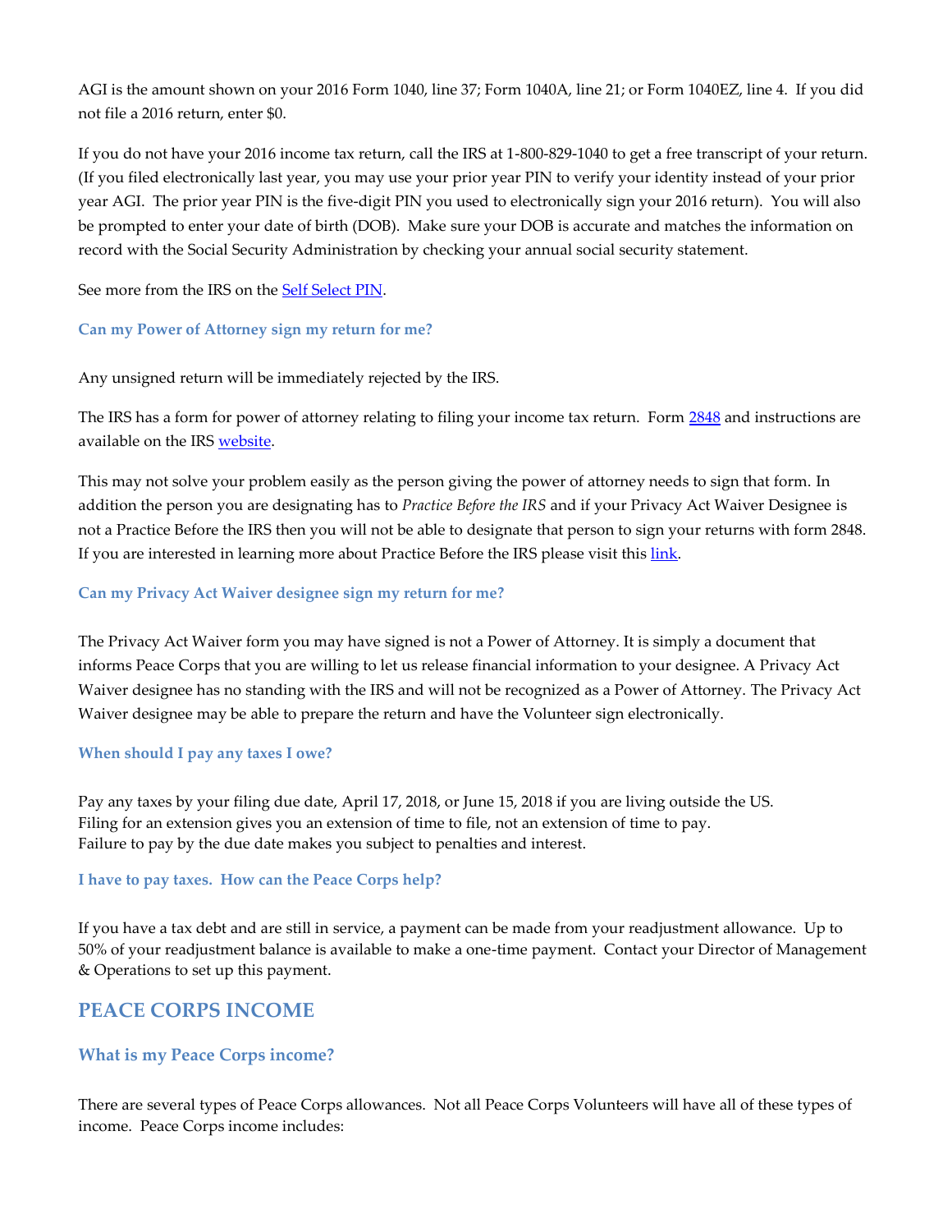AGI is the amount shown on your 2016 Form 1040, line 37; Form 1040A, line 21; or Form 1040EZ, line 4. If you did not file a 2016 return, enter $0.

If you do not have your 2016 income tax return, call the IRS at 1-800-829-1040 to get a free transcript of your return. (If you filed electronically last year, you may use your prior year PIN to verify your identity instead of your prior year AGI. The prior year PIN is the five-digit PIN you used to electronically sign your 2016 return). You will also be prompted to enter your date of birth (DOB). Make sure your DOB is accurate and matches the information on record with the Social Security Administration by checking your annual social security statement.

See more from the IRS on the [Self Select PIN](#).

### Can my Power of Attorney sign my return for me?

Any unsigned return will be immediately rejected by the IRS.

The IRS has a form for power of attorney relating to filing your income tax return. Form [2848](#) and instructions are available on the IRS [website](#).

This may not solve your problem easily as the person giving the power of attorney needs to sign that form. In addition the person you are designating has to *Practice Before the IRS* and if your Privacy Act Waiver Designee is not a Practice Before the IRS then you will not be able to designate that person to sign your returns with form 2848. If you are interested in learning more about Practice Before the IRS please visit this [link](#).

### Can my Privacy Act Waiver designee sign my return for me?

The Privacy Act Waiver form you may have signed is not a Power of Attorney. It is simply a document that informs Peace Corps that you are willing to let us release financial information to your designee. A Privacy Act Waiver designee has no standing with the IRS and will not be recognized as a Power of Attorney. The Privacy Act Waiver designee may be able to prepare the return and have the Volunteer sign electronically.

### When should I pay any taxes I owe?

Pay any taxes by your filing due date, April 17, 2018, or June 15, 2018 if you are living outside the US.
Filing for an extension gives you an extension of time to file, not an extension of time to pay.
Failure to pay by the due date makes you subject to penalties and interest.

### I have to pay taxes. How can the Peace Corps help?

If you have a tax debt and are still in service, a payment can be made from your readjustment allowance. Up to 50% of your readjustment balance is available to make a one-time payment. Contact your Director of Management & Operations to set up this payment.

## PEACE CORPS INCOME

### What is my Peace Corps income?

There are several types of Peace Corps allowances. Not all Peace Corps Volunteers will have all of these types of income. Peace Corps income includes: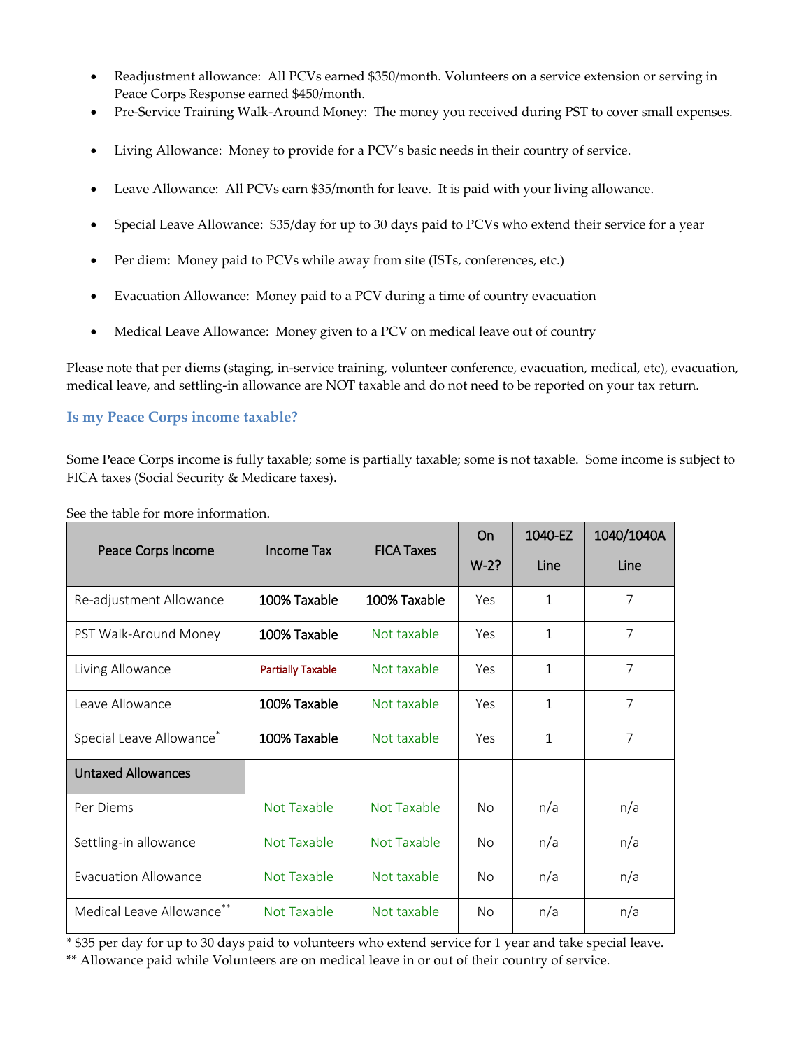- Readjustment allowance: All PCVs earned $350/month. Volunteers on a service extension or serving in Peace Corps Response earned $450/month.
- Pre-Service Training Walk-Around Money: The money you received during PST to cover small expenses.
- Living Allowance: Money to provide for a PCV's basic needs in their country of service.
- Leave Allowance: All PCVs earn $35/month for leave. It is paid with your living allowance.
- Special Leave Allowance: $35/day for up to 30 days paid to PCVs who extend their service for a year
- Per diem: Money paid to PCVs while away from site (ISTs, conferences, etc.)
- Evacuation Allowance: Money paid to a PCV during a time of country evacuation
- Medical Leave Allowance: Money given to a PCV on medical leave out of country

Please note that per diems (staging, in-service training, volunteer conference, evacuation, medical, etc), evacuation, medical leave, and settling-in allowance are NOT taxable and do not need to be reported on your tax return.

### Is my Peace Corps income taxable?

Some Peace Corps income is fully taxable; some is partially taxable; some is not taxable. Some income is subject to FICA taxes (Social Security & Medicare taxes).

See the table for more information.

| Peace Corps Income | Income Tax | FICA Taxes | On W-2? | 1040-EZ Line | 1040/1040A Line |
|---|---|---|---|---|---|
| Re-adjustment Allowance | 100% Taxable | 100% Taxable | Yes | 1 | 7 |
| PST Walk-Around Money | 100% Taxable | Not taxable | Yes | 1 | 7 |
| Living Allowance | Partially Taxable | Not taxable | Yes | 1 | 7 |
| Leave Allowance | 100% Taxable | Not taxable | Yes | 1 | 7 |
| Special Leave Allowance* | 100% Taxable | Not taxable | Yes | 1 | 7 |
| **Untaxed Allowances** | | | | | |
| Per Diems | Not Taxable | Not Taxable | No | n/a | n/a |
| Settling-in allowance | Not Taxable | Not Taxable | No | n/a | n/a |
| Evacuation Allowance | Not Taxable | Not taxable | No | n/a | n/a |
| Medical Leave Allowance** | Not Taxable | Not taxable | No | n/a | n/a |

* $35 per day for up to 30 days paid to volunteers who extend service for 1 year and take special leave.
** Allowance paid while Volunteers are on medical leave in or out of their country of service.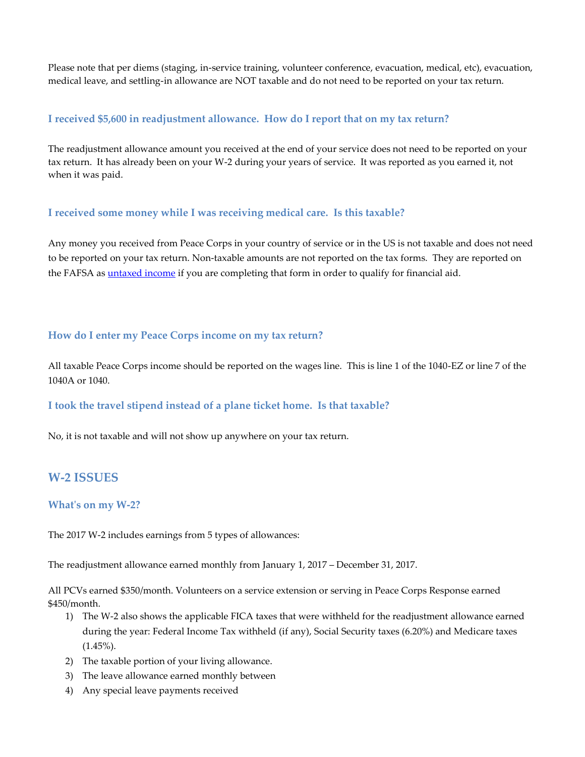Please note that per diems (staging, in-service training, volunteer conference, evacuation, medical, etc), evacuation, medical leave, and settling-in allowance are NOT taxable and do not need to be reported on your tax return.

### I received $5,600 in readjustment allowance. How do I report that on my tax return?

The readjustment allowance amount you received at the end of your service does not need to be reported on your tax return. It has already been on your W-2 during your years of service. It was reported as you earned it, not when it was paid.

### I received some money while I was receiving medical care. Is this taxable?

Any money you received from Peace Corps in your country of service or in the US is not taxable and does not need to be reported on your tax return. Non-taxable amounts are not reported on the tax forms. They are reported on the FAFSA as untaxed income if you are completing that form in order to qualify for financial aid.

### How do I enter my Peace Corps income on my tax return?

All taxable Peace Corps income should be reported on the wages line. This is line 1 of the 1040-EZ or line 7 of the 1040A or 1040.

### I took the travel stipend instead of a plane ticket home. Is that taxable?

No, it is not taxable and will not show up anywhere on your tax return.

## W-2 ISSUES

### What's on my W-2?

The 2017 W-2 includes earnings from 5 types of allowances:

The readjustment allowance earned monthly from January 1, 2017 – December 31, 2017.

All PCVs earned $350/month. Volunteers on a service extension or serving in Peace Corps Response earned $450/month.

1) The W-2 also shows the applicable FICA taxes that were withheld for the readjustment allowance earned during the year: Federal Income Tax withheld (if any), Social Security taxes (6.20%) and Medicare taxes (1.45%).
2) The taxable portion of your living allowance.
3) The leave allowance earned monthly between
4) Any special leave payments received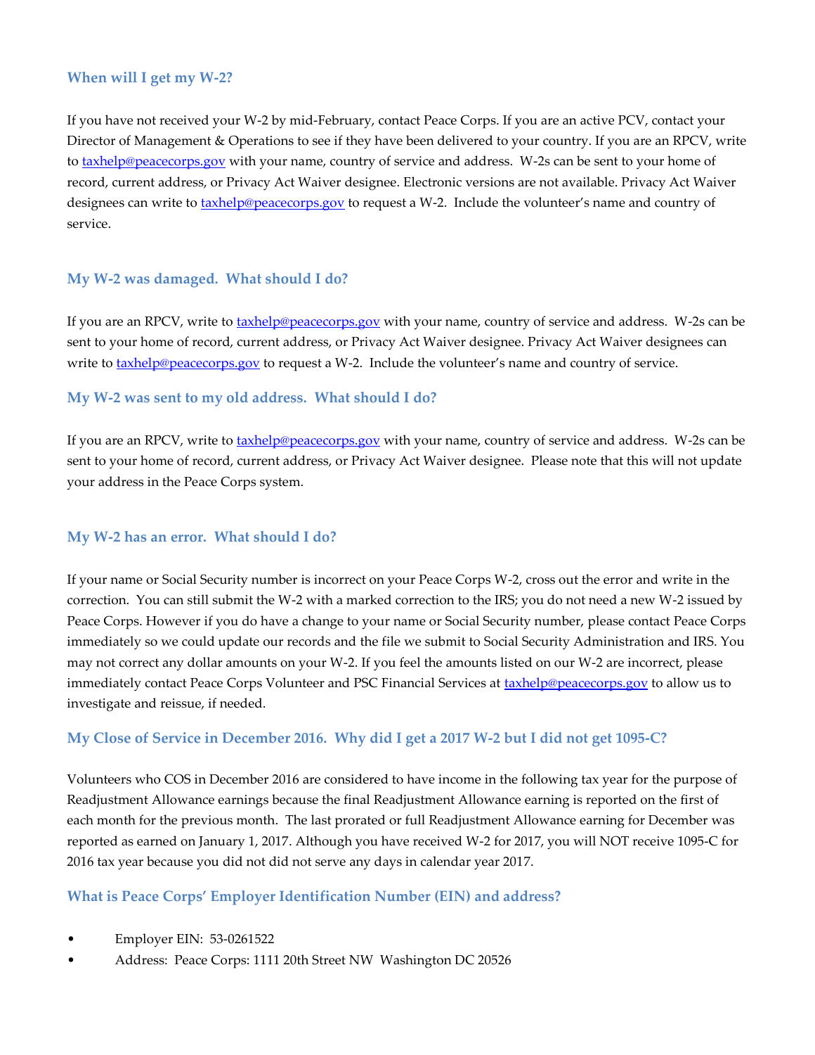### When will I get my W-2?

If you have not received your W-2 by mid-February, contact Peace Corps. If you are an active PCV, contact your Director of Management & Operations to see if they have been delivered to your country. If you are an RPCV, write to taxhelp@peacecorps.gov with your name, country of service and address. W-2s can be sent to your home of record, current address, or Privacy Act Waiver designee. Electronic versions are not available. Privacy Act Waiver designees can write to taxhelp@peacecorps.gov to request a W-2. Include the volunteer's name and country of service.

### My W-2 was damaged. What should I do?

If you are an RPCV, write to taxhelp@peacecorps.gov with your name, country of service and address. W-2s can be sent to your home of record, current address, or Privacy Act Waiver designee. Privacy Act Waiver designees can write to taxhelp@peacecorps.gov to request a W-2. Include the volunteer's name and country of service.

### My W-2 was sent to my old address. What should I do?

If you are an RPCV, write to taxhelp@peacecorps.gov with your name, country of service and address. W-2s can be sent to your home of record, current address, or Privacy Act Waiver designee. Please note that this will not update your address in the Peace Corps system.

### My W-2 has an error. What should I do?

If your name or Social Security number is incorrect on your Peace Corps W-2, cross out the error and write in the correction. You can still submit the W-2 with a marked correction to the IRS; you do not need a new W-2 issued by Peace Corps. However if you do have a change to your name or Social Security number, please contact Peace Corps immediately so we could update our records and the file we submit to Social Security Administration and IRS. You may not correct any dollar amounts on your W-2. If you feel the amounts listed on our W-2 are incorrect, please immediately contact Peace Corps Volunteer and PSC Financial Services at taxhelp@peacecorps.gov to allow us to investigate and reissue, if needed.

### My Close of Service in December 2016. Why did I get a 2017 W-2 but I did not get 1095-C?

Volunteers who COS in December 2016 are considered to have income in the following tax year for the purpose of Readjustment Allowance earnings because the final Readjustment Allowance earning is reported on the first of each month for the previous month. The last prorated or full Readjustment Allowance earning for December was reported as earned on January 1, 2017. Although you have received W-2 for 2017, you will NOT receive 1095-C for 2016 tax year because you did not did not serve any days in calendar year 2017.

### What is Peace Corps' Employer Identification Number (EIN) and address?

- Employer EIN: 53-0261522
- Address: Peace Corps: 1111 20th Street NW Washington DC 20526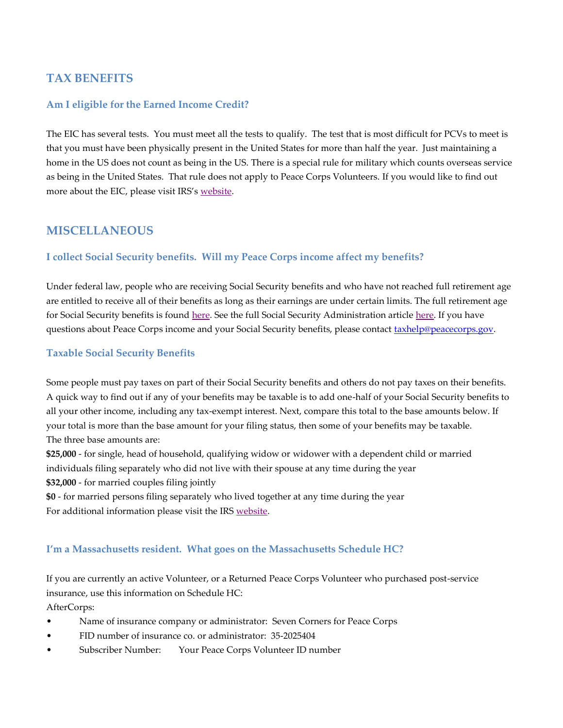## TAX BENEFITS

### Am I eligible for the Earned Income Credit?

The EIC has several tests. You must meet all the tests to qualify. The test that is most difficult for PCVs to meet is that you must have been physically present in the United States for more than half the year. Just maintaining a home in the US does not count as being in the US. There is a special rule for military which counts overseas service as being in the United States. That rule does not apply to Peace Corps Volunteers. If you would like to find out more about the EIC, please visit IRS's website.

## MISCELLANEOUS

### I collect Social Security benefits. Will my Peace Corps income affect my benefits?

Under federal law, people who are receiving Social Security benefits and who have not reached full retirement age are entitled to receive all of their benefits as long as their earnings are under certain limits. The full retirement age for Social Security benefits is found here. See the full Social Security Administration article here. If you have questions about Peace Corps income and your Social Security benefits, please contact taxhelp@peacecorps.gov.

### Taxable Social Security Benefits

Some people must pay taxes on part of their Social Security benefits and others do not pay taxes on their benefits. A quick way to find out if any of your benefits may be taxable is to add one-half of your Social Security benefits to all your other income, including any tax-exempt interest. Next, compare this total to the base amounts below. If your total is more than the base amount for your filing status, then some of your benefits may be taxable.
The three base amounts are:
**$25,000** - for single, head of household, qualifying widow or widower with a dependent child or married individuals filing separately who did not live with their spouse at any time during the year
**$32,000** - for married couples filing jointly
**$0** - for married persons filing separately who lived together at any time during the year
For additional information please visit the IRS website.

### I'm a Massachusetts resident. What goes on the Massachusetts Schedule HC?

If you are currently an active Volunteer, or a Returned Peace Corps Volunteer who purchased post-service insurance, use this information on Schedule HC:
AfterCorps:

- Name of insurance company or administrator: Seven Corners for Peace Corps
- FID number of insurance co. or administrator: 35-2025404
- Subscriber Number: Your Peace Corps Volunteer ID number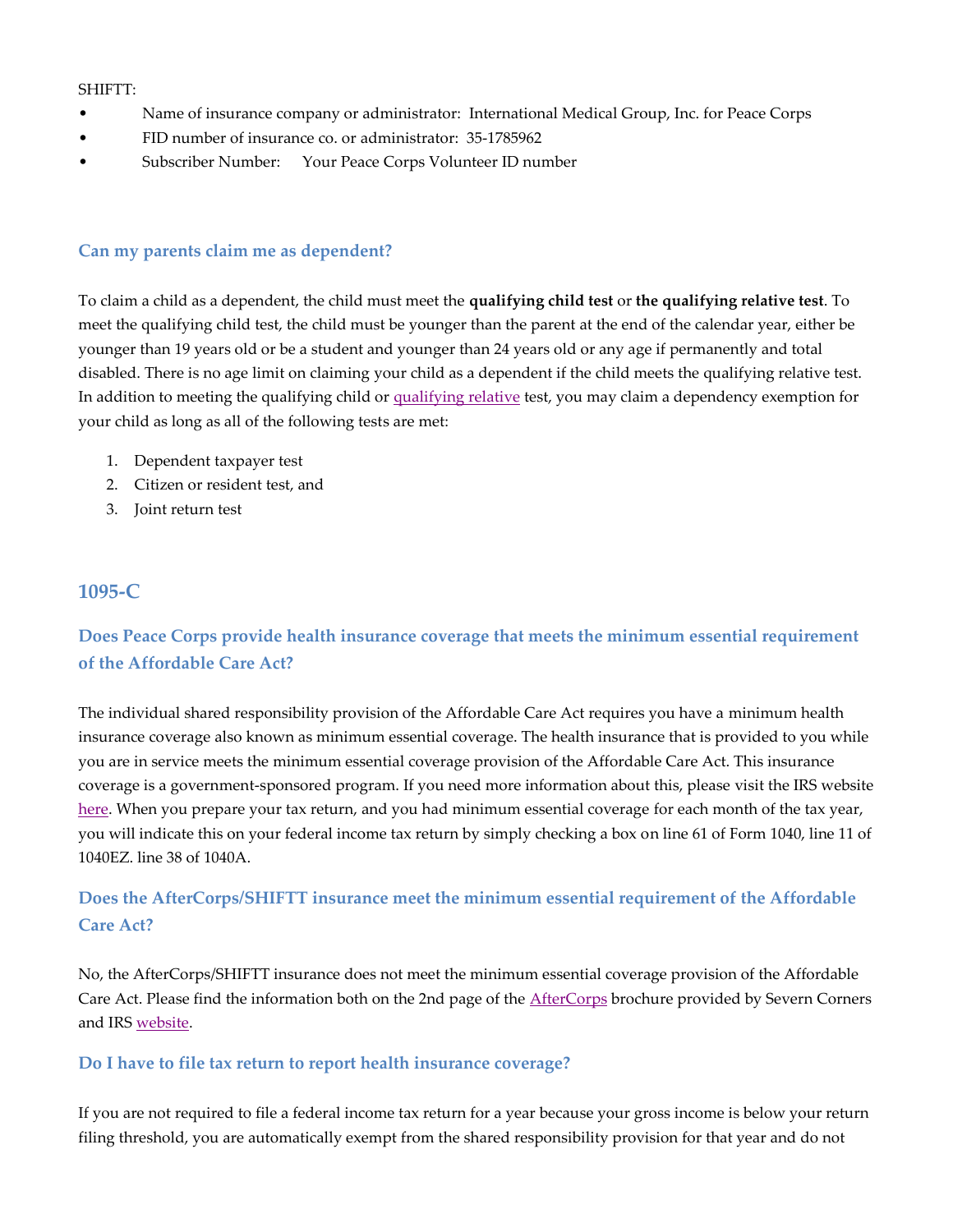SHIFTT:

- Name of insurance company or administrator:  International Medical Group, Inc. for Peace Corps
- FID number of insurance co. or administrator:  35-1785962
- Subscriber Number:     Your Peace Corps Volunteer ID number

### Can my parents claim me as dependent?

To claim a child as a dependent, the child must meet the **qualifying child test** or **the qualifying relative test**. To meet the qualifying child test, the child must be younger than the parent at the end of the calendar year, either be younger than 19 years old or be a student and younger than 24 years old or any age if permanently and total disabled. There is no age limit on claiming your child as a dependent if the child meets the qualifying relative test. In addition to meeting the qualifying child or qualifying relative test, you may claim a dependency exemption for your child as long as all of the following tests are met:

1. Dependent taxpayer test
2. Citizen or resident test, and
3. Joint return test

## 1095-C

### Does Peace Corps provide health insurance coverage that meets the minimum essential requirement of the Affordable Care Act?

The individual shared responsibility provision of the Affordable Care Act requires you have a minimum health insurance coverage also known as minimum essential coverage. The health insurance that is provided to you while you are in service meets the minimum essential coverage provision of the Affordable Care Act. This insurance coverage is a government-sponsored program. If you need more information about this, please visit the IRS website here. When you prepare your tax return, and you had minimum essential coverage for each month of the tax year, you will indicate this on your federal income tax return by simply checking a box on line 61 of Form 1040, line 11 of 1040EZ. line 38 of 1040A.

### Does the AfterCorps/SHIFTT insurance meet the minimum essential requirement of the Affordable Care Act?

No, the AfterCorps/SHIFTT insurance does not meet the minimum essential coverage provision of the Affordable Care Act. Please find the information both on the 2nd page of the AfterCorps brochure provided by Severn Corners and IRS website.

### Do I have to file tax return to report health insurance coverage?

If you are not required to file a federal income tax return for a year because your gross income is below your return filing threshold, you are automatically exempt from the shared responsibility provision for that year and do not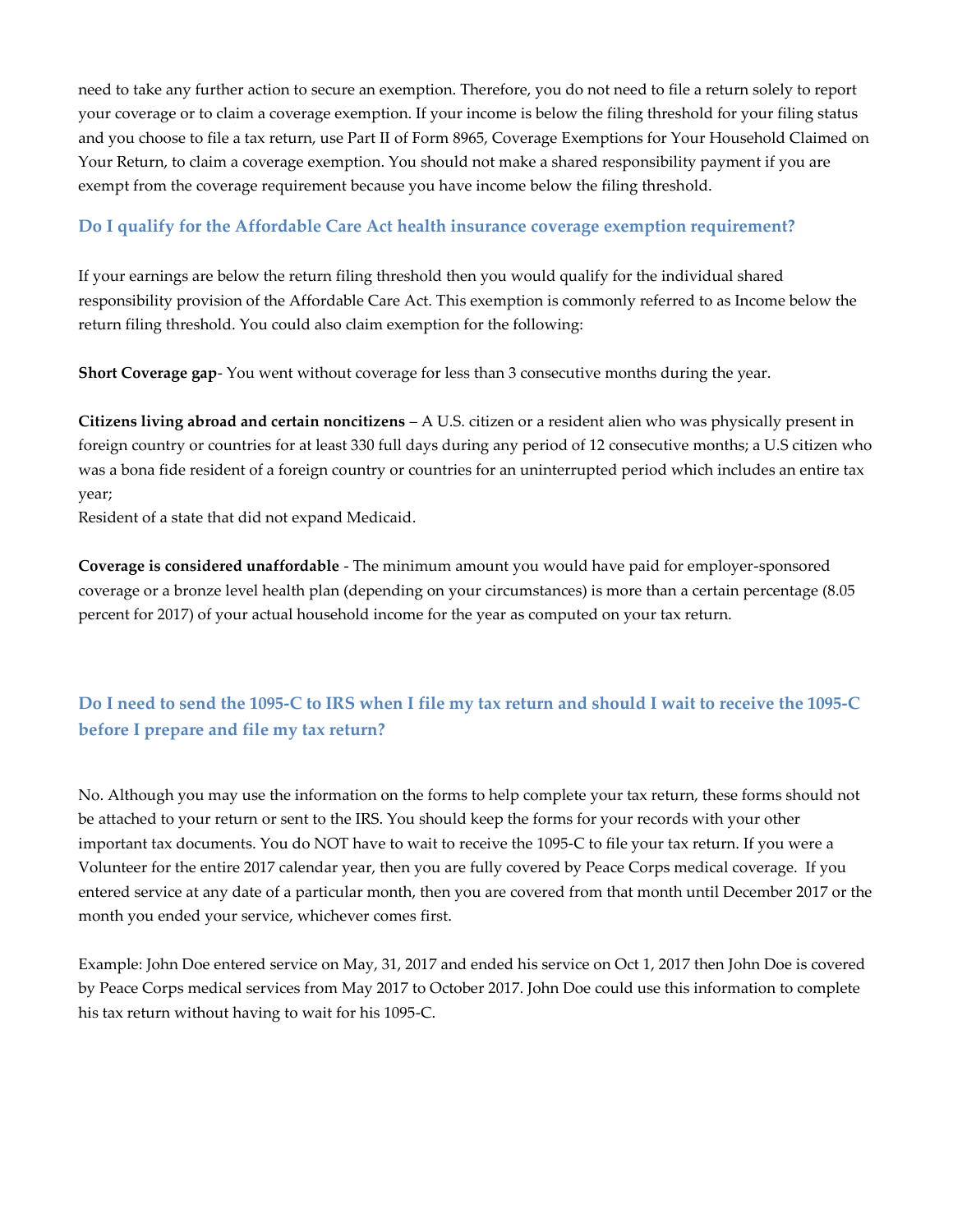need to take any further action to secure an exemption. Therefore, you do not need to file a return solely to report your coverage or to claim a coverage exemption. If your income is below the filing threshold for your filing status and you choose to file a tax return, use Part II of Form 8965, Coverage Exemptions for Your Household Claimed on Your Return, to claim a coverage exemption. You should not make a shared responsibility payment if you are exempt from the coverage requirement because you have income below the filing threshold.

### Do I qualify for the Affordable Care Act health insurance coverage exemption requirement?

If your earnings are below the return filing threshold then you would qualify for the individual shared responsibility provision of the Affordable Care Act. This exemption is commonly referred to as Income below the return filing threshold. You could also claim exemption for the following:

**Short Coverage gap**- You went without coverage for less than 3 consecutive months during the year.

**Citizens living abroad and certain noncitizens** – A U.S. citizen or a resident alien who was physically present in foreign country or countries for at least 330 full days during any period of 12 consecutive months; a U.S citizen who was a bona fide resident of a foreign country or countries for an uninterrupted period which includes an entire tax year;
Resident of a state that did not expand Medicaid.

**Coverage is considered unaffordable** - The minimum amount you would have paid for employer-sponsored coverage or a bronze level health plan (depending on your circumstances) is more than a certain percentage (8.05 percent for 2017) of your actual household income for the year as computed on your tax return.

### Do I need to send the 1095-C to IRS when I file my tax return and should I wait to receive the 1095-C before I prepare and file my tax return?

No. Although you may use the information on the forms to help complete your tax return, these forms should not be attached to your return or sent to the IRS. You should keep the forms for your records with your other important tax documents. You do NOT have to wait to receive the 1095-C to file your tax return. If you were a Volunteer for the entire 2017 calendar year, then you are fully covered by Peace Corps medical coverage. If you entered service at any date of a particular month, then you are covered from that month until December 2017 or the month you ended your service, whichever comes first.

Example: John Doe entered service on May, 31, 2017 and ended his service on Oct 1, 2017 then John Doe is covered by Peace Corps medical services from May 2017 to October 2017. John Doe could use this information to complete his tax return without having to wait for his 1095-C.